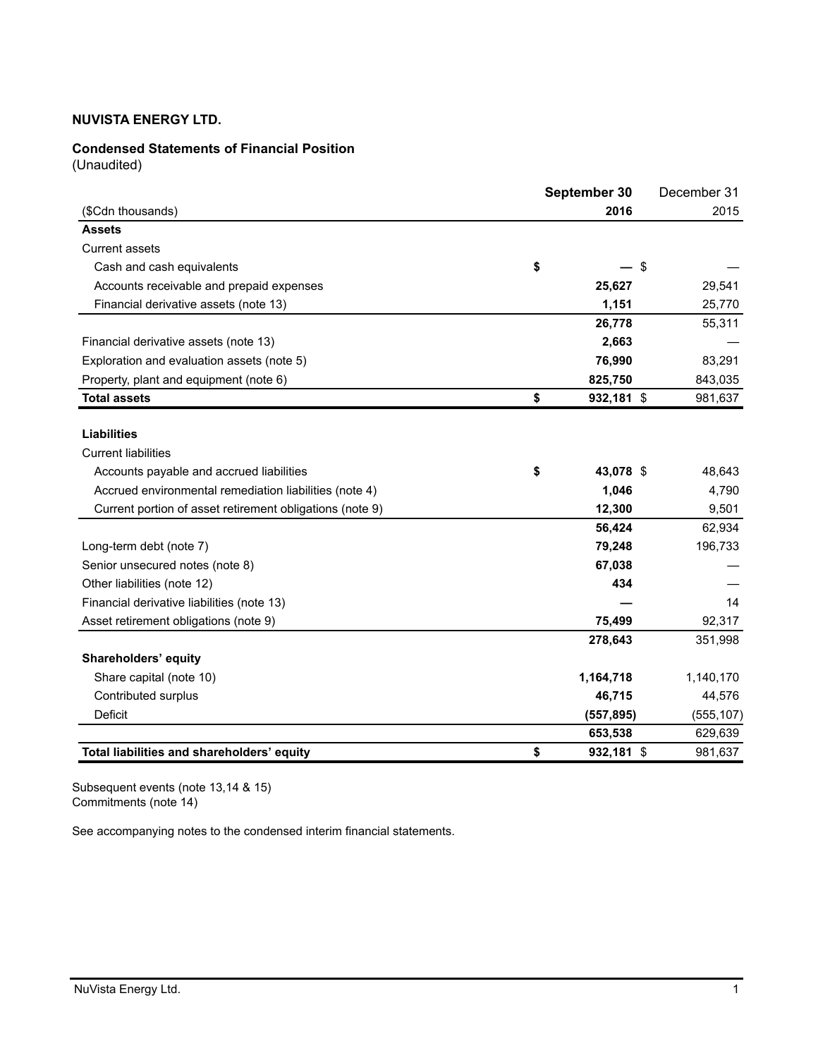**NUVISTA ENERGY LTD.**

**Condensed Statements of Financial Position**
(Unaudited)

| ($Cdn thousands) | September 30 2016 | December 31 2015 |
|---|---|---|
| **Assets** | | |
| Current assets | | |
| Cash and cash equivalents | $ — | $ — |
| Accounts receivable and prepaid expenses | 25,627 | 29,541 |
| Financial derivative assets (note 13) | 1,151 | 25,770 |
| | 26,778 | 55,311 |
| Financial derivative assets (note 13) | 2,663 | — |
| Exploration and evaluation assets (note 5) | 76,990 | 83,291 |
| Property, plant and equipment (note 6) | 825,750 | 843,035 |
| **Total assets** | $ 932,181 | $ 981,637 |
| **Liabilities** | | |
| Current liabilities | | |
| Accounts payable and accrued liabilities | $ 43,078 | $ 48,643 |
| Accrued environmental remediation liabilities (note 4) | 1,046 | 4,790 |
| Current portion of asset retirement obligations (note 9) | 12,300 | 9,501 |
| | 56,424 | 62,934 |
| Long-term debt (note 7) | 79,248 | 196,733 |
| Senior unsecured notes (note 8) | 67,038 | — |
| Other liabilities (note 12) | 434 | — |
| Financial derivative liabilities (note 13) | — | 14 |
| Asset retirement obligations (note 9) | 75,499 | 92,317 |
| | 278,643 | 351,998 |
| **Shareholders' equity** | | |
| Share capital (note 10) | 1,164,718 | 1,140,170 |
| Contributed surplus | 46,715 | 44,576 |
| Deficit | (557,895) | (555,107) |
| | 653,538 | 629,639 |
| **Total liabilities and shareholders' equity** | $ 932,181 | $ 981,637 |

Subsequent events (note 13,14 & 15)
Commitments (note 14)

See accompanying notes to the condensed interim financial statements.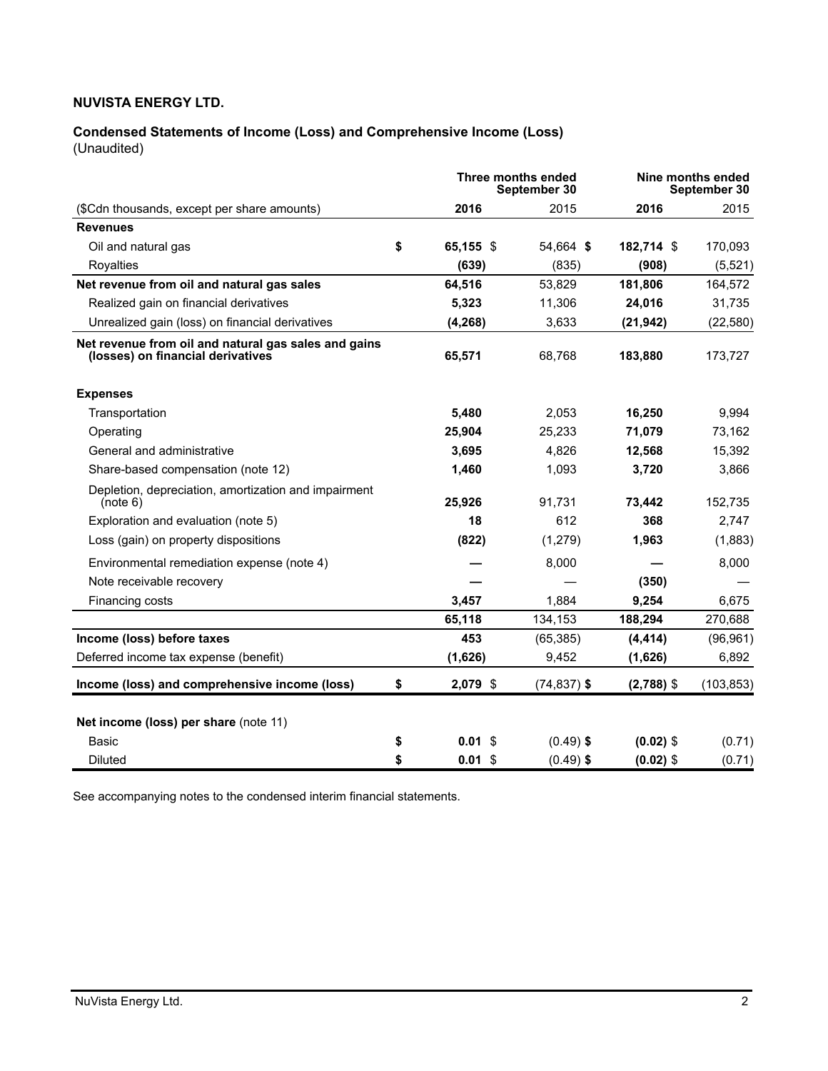**NUVISTA ENERGY LTD.**

**Condensed Statements of Income (Loss) and Comprehensive Income (Loss)**
(Unaudited)

| | Three months ended September 30 | | Nine months ended September 30 | |
|---|---|---|---|---|
| ($Cdn thousands, except per share amounts) | **2016** | 2015 | **2016** | 2015 |
| **Revenues** | | | | |
| Oil and natural gas | **$ 65,155** | $ 54,664 | **$ 182,714** | $ 170,093 |
| Royalties | **(639)** | (835) | **(908)** | (5,521) |
| **Net revenue from oil and natural gas sales** | **64,516** | 53,829 | **181,806** | 164,572 |
| Realized gain on financial derivatives | **5,323** | 11,306 | **24,016** | 31,735 |
| Unrealized gain (loss) on financial derivatives | **(4,268)** | 3,633 | **(21,942)** | (22,580) |
| **Net revenue from oil and natural gas sales and gains (losses) on financial derivatives** | **65,571** | 68,768 | **183,880** | 173,727 |
| **Expenses** | | | | |
| Transportation | **5,480** | 2,053 | **16,250** | 9,994 |
| Operating | **25,904** | 25,233 | **71,079** | 73,162 |
| General and administrative | **3,695** | 4,826 | **12,568** | 15,392 |
| Share-based compensation (note 12) | **1,460** | 1,093 | **3,720** | 3,866 |
| Depletion, depreciation, amortization and impairment (note 6) | **25,926** | 91,731 | **73,442** | 152,735 |
| Exploration and evaluation (note 5) | **18** | 612 | **368** | 2,747 |
| Loss (gain) on property dispositions | **(822)** | (1,279) | **1,963** | (1,883) |
| Environmental remediation expense (note 4) | **—** | 8,000 | **—** | 8,000 |
| Note receivable recovery | **—** | — | **(350)** | — |
| Financing costs | **3,457** | 1,884 | **9,254** | 6,675 |
| | **65,118** | 134,153 | **188,294** | 270,688 |
| **Income (loss) before taxes** | **453** | (65,385) | **(4,414)** | (96,961) |
| Deferred income tax expense (benefit) | **(1,626)** | 9,452 | **(1,626)** | 6,892 |
| **Income (loss) and comprehensive income (loss)** | **$ 2,079** | $ (74,837) | **$ (2,788)** | $ (103,853) |
| **Net income (loss) per share** (note 11) | | | | |
| Basic | **$ 0.01** | $ (0.49) | **$ (0.02)** | $ (0.71) |
| Diluted | **$ 0.01** | $ (0.49) | **$ (0.02)** | $ (0.71) |

See accompanying notes to the condensed interim financial statements.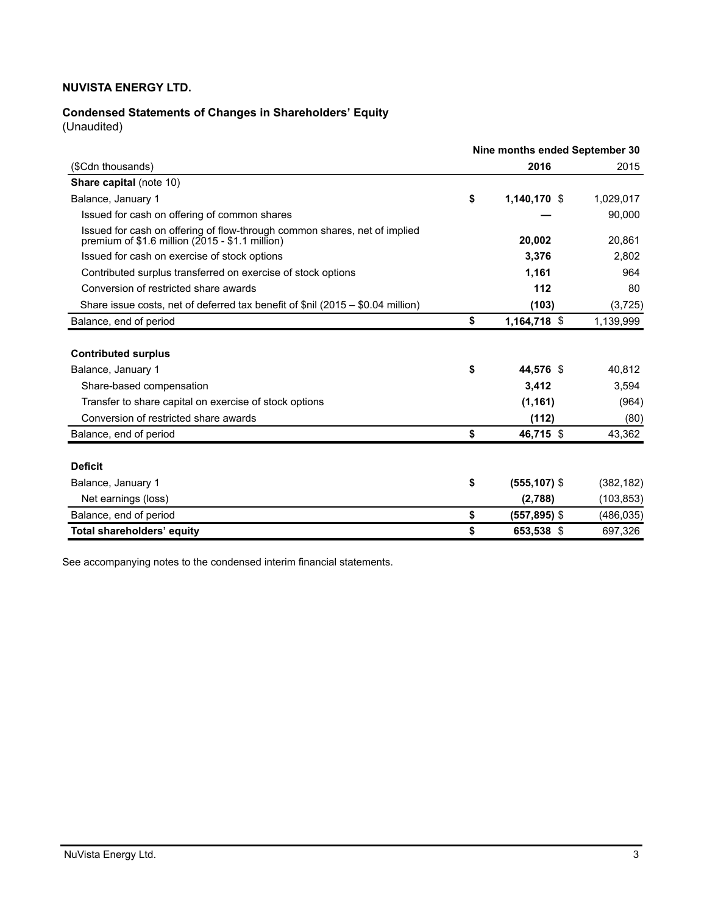**NUVISTA ENERGY LTD.**

**Condensed Statements of Changes in Shareholders' Equity**
(Unaudited)

| | Nine months ended September 30 | |
|---|---|---|
| ($Cdn thousands) | **2016** | 2015 |
| **Share capital** (note 10) | | |
| Balance, January 1 | **$ 1,140,170** | $ 1,029,017 |
| Issued for cash on offering of common shares | **—** | 90,000 |
| Issued for cash on offering of flow-through common shares, net of implied premium of $1.6 million (2015 - $1.1 million) | **20,002** | 20,861 |
| Issued for cash on exercise of stock options | **3,376** | 2,802 |
| Contributed surplus transferred on exercise of stock options | **1,161** | 964 |
| Conversion of restricted share awards | **112** | 80 |
| Share issue costs, net of deferred tax benefit of $nil (2015 – $0.04 million) | **(103)** | (3,725) |
| Balance, end of period | **$ 1,164,718** | $ 1,139,999 |
| | | |
| **Contributed surplus** | | |
| Balance, January 1 | **$ 44,576** | $ 40,812 |
| Share-based compensation | **3,412** | 3,594 |
| Transfer to share capital on exercise of stock options | **(1,161)** | (964) |
| Conversion of restricted share awards | **(112)** | (80) |
| Balance, end of period | **$ 46,715** | $ 43,362 |
| | | |
| **Deficit** | | |
| Balance, January 1 | **$ (555,107)** | $ (382,182) |
| Net earnings (loss) | **(2,788)** | (103,853) |
| Balance, end of period | **$ (557,895)** | $ (486,035) |
| **Total shareholders' equity** | **$ 653,538** | $ 697,326 |

See accompanying notes to the condensed interim financial statements.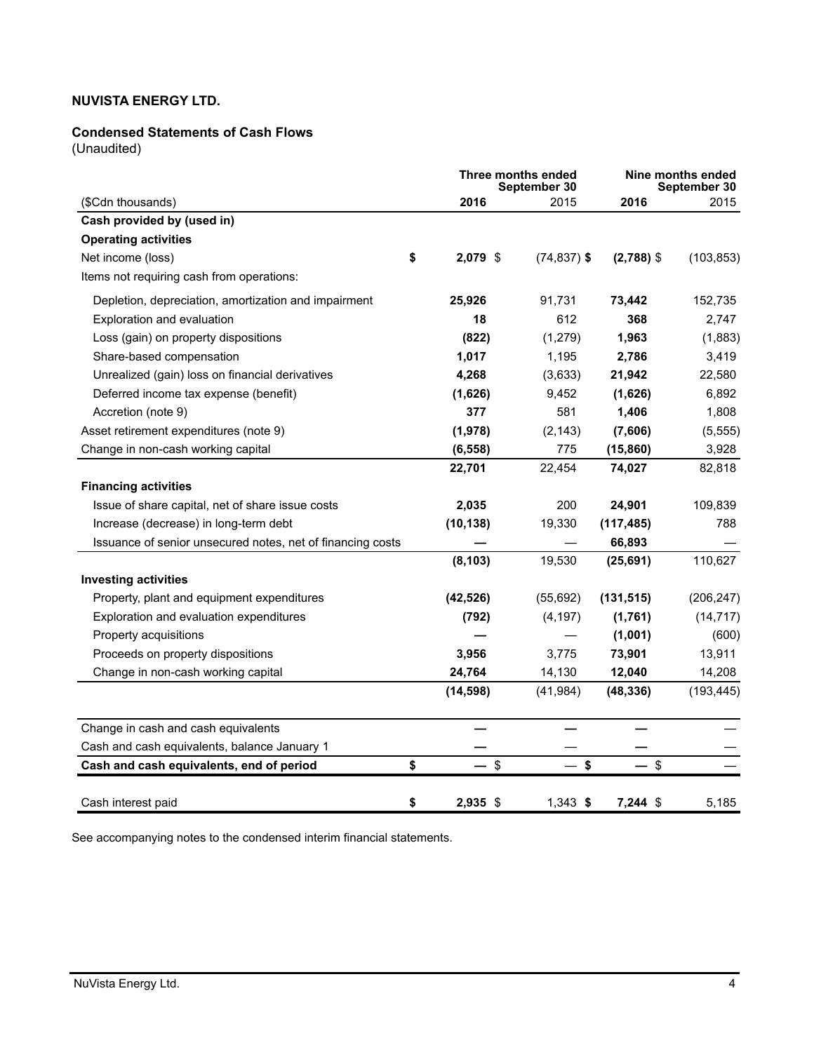**NUVISTA ENERGY LTD.**

**Condensed Statements of Cash Flows**
(Unaudited)

| | Three months ended September 30 | | Nine months ended September 30 | |
|---|---|---|---|---|
| ($Cdn thousands) | **2016** | 2015 | **2016** | 2015 |
| **Cash provided by (used in)** | | | | |
| **Operating activities** | | | | |
| Net income (loss) | **$ 2,079** | $ (74,837) | **$ (2,788)** | $ (103,853) |
| Items not requiring cash from operations: | | | | |
| Depletion, depreciation, amortization and impairment | **25,926** | 91,731 | **73,442** | 152,735 |
| Exploration and evaluation | **18** | 612 | **368** | 2,747 |
| Loss (gain) on property dispositions | **(822)** | (1,279) | **1,963** | (1,883) |
| Share-based compensation | **1,017** | 1,195 | **2,786** | 3,419 |
| Unrealized (gain) loss on financial derivatives | **4,268** | (3,633) | **21,942** | 22,580 |
| Deferred income tax expense (benefit) | **(1,626)** | 9,452 | **(1,626)** | 6,892 |
| Accretion (note 9) | **377** | 581 | **1,406** | 1,808 |
| Asset retirement expenditures (note 9) | **(1,978)** | (2,143) | **(7,606)** | (5,555) |
| Change in non-cash working capital | **(6,558)** | 775 | **(15,860)** | 3,928 |
| | **22,701** | 22,454 | **74,027** | 82,818 |
| **Financing activities** | | | | |
| Issue of share capital, net of share issue costs | **2,035** | 200 | **24,901** | 109,839 |
| Increase (decrease) in long-term debt | **(10,138)** | 19,330 | **(117,485)** | 788 |
| Issuance of senior unsecured notes, net of financing costs | **—** | — | **66,893** | — |
| | **(8,103)** | 19,530 | **(25,691)** | 110,627 |
| **Investing activities** | | | | |
| Property, plant and equipment expenditures | **(42,526)** | (55,692) | **(131,515)** | (206,247) |
| Exploration and evaluation expenditures | **(792)** | (4,197) | **(1,761)** | (14,717) |
| Property acquisitions | **—** | — | **(1,001)** | (600) |
| Proceeds on property dispositions | **3,956** | 3,775 | **73,901** | 13,911 |
| Change in non-cash working capital | **24,764** | 14,130 | **12,040** | 14,208 |
| | **(14,598)** | (41,984) | **(48,336)** | (193,445) |
| Change in cash and cash equivalents | **—** | — | **—** | — |
| Cash and cash equivalents, balance January 1 | **—** | — | **—** | — |
| **Cash and cash equivalents, end of period** | **$ —** | $ — | **$ —** | $ — |
| Cash interest paid | **$ 2,935** | $ 1,343 | **$ 7,244** | $ 5,185 |

See accompanying notes to the condensed interim financial statements.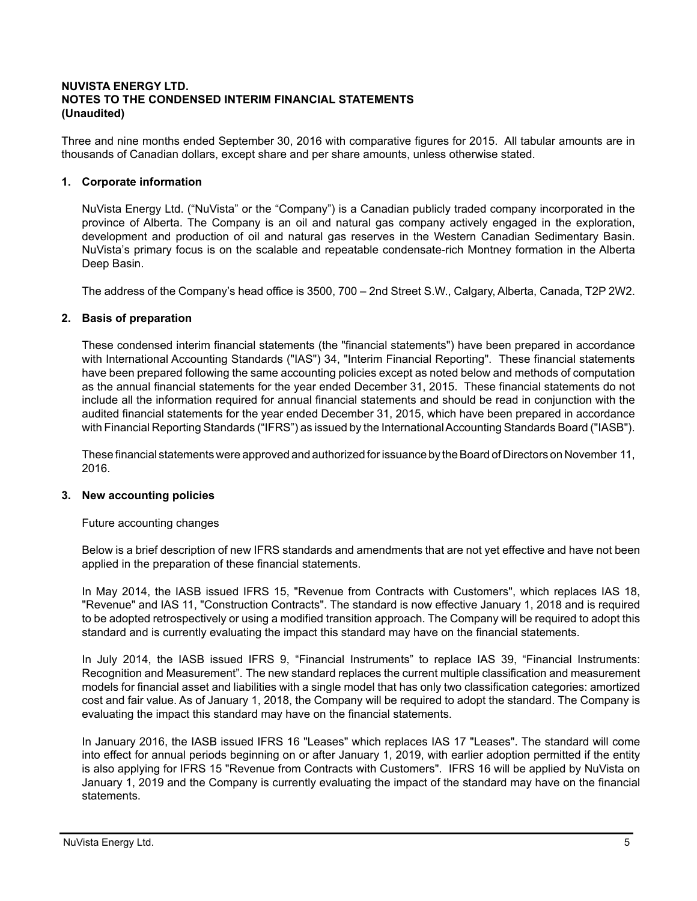**NUVISTA ENERGY LTD.**
**NOTES TO THE CONDENSED INTERIM FINANCIAL STATEMENTS**
**(Unaudited)**

Three and nine months ended September 30, 2016 with comparative figures for 2015. All tabular amounts are in thousands of Canadian dollars, except share and per share amounts, unless otherwise stated.

## 1. Corporate information

NuVista Energy Ltd. ("NuVista" or the "Company") is a Canadian publicly traded company incorporated in the province of Alberta. The Company is an oil and natural gas company actively engaged in the exploration, development and production of oil and natural gas reserves in the Western Canadian Sedimentary Basin. NuVista's primary focus is on the scalable and repeatable condensate-rich Montney formation in the Alberta Deep Basin.

The address of the Company's head office is 3500, 700 – 2nd Street S.W., Calgary, Alberta, Canada, T2P 2W2.

## 2. Basis of preparation

These condensed interim financial statements (the "financial statements") have been prepared in accordance with International Accounting Standards ("IAS") 34, "Interim Financial Reporting". These financial statements have been prepared following the same accounting policies except as noted below and methods of computation as the annual financial statements for the year ended December 31, 2015. These financial statements do not include all the information required for annual financial statements and should be read in conjunction with the audited financial statements for the year ended December 31, 2015, which have been prepared in accordance with Financial Reporting Standards ("IFRS") as issued by the International Accounting Standards Board ("IASB").

These financial statements were approved and authorized for issuance by the Board of Directors on November 11, 2016.

## 3. New accounting policies

Future accounting changes

Below is a brief description of new IFRS standards and amendments that are not yet effective and have not been applied in the preparation of these financial statements.

In May 2014, the IASB issued IFRS 15, "Revenue from Contracts with Customers", which replaces IAS 18, "Revenue" and IAS 11, "Construction Contracts". The standard is now effective January 1, 2018 and is required to be adopted retrospectively or using a modified transition approach. The Company will be required to adopt this standard and is currently evaluating the impact this standard may have on the financial statements.

In July 2014, the IASB issued IFRS 9, "Financial Instruments" to replace IAS 39, "Financial Instruments: Recognition and Measurement". The new standard replaces the current multiple classification and measurement models for financial asset and liabilities with a single model that has only two classification categories: amortized cost and fair value. As of January 1, 2018, the Company will be required to adopt the standard. The Company is evaluating the impact this standard may have on the financial statements.

In January 2016, the IASB issued IFRS 16 "Leases" which replaces IAS 17 "Leases". The standard will come into effect for annual periods beginning on or after January 1, 2019, with earlier adoption permitted if the entity is also applying for IFRS 15 "Revenue from Contracts with Customers". IFRS 16 will be applied by NuVista on January 1, 2019 and the Company is currently evaluating the impact of the standard may have on the financial statements.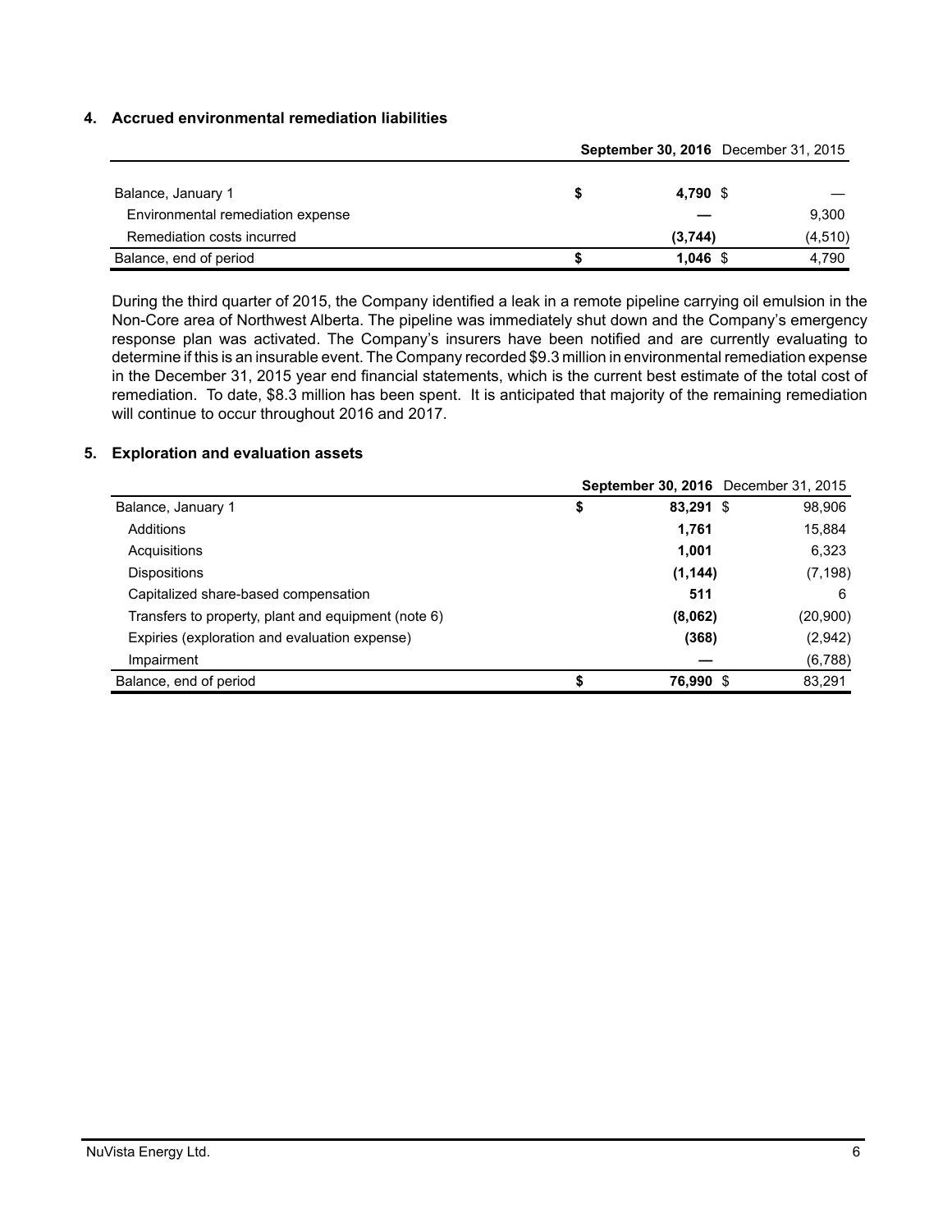## 4. Accrued environmental remediation liabilities

| | September 30, 2016 | December 31, 2015 |
|---|---|---|
| Balance, January 1 | $ 4,790 | $ — |
| Environmental remediation expense | — | 9,300 |
| Remediation costs incurred | (3,744) | (4,510) |
| Balance, end of period | $ 1,046 | $ 4,790 |

During the third quarter of 2015, the Company identified a leak in a remote pipeline carrying oil emulsion in the Non-Core area of Northwest Alberta. The pipeline was immediately shut down and the Company's emergency response plan was activated. The Company's insurers have been notified and are currently evaluating to determine if this is an insurable event. The Company recorded $9.3 million in environmental remediation expense in the December 31, 2015 year end financial statements, which is the current best estimate of the total cost of remediation. To date, $8.3 million has been spent. It is anticipated that majority of the remaining remediation will continue to occur throughout 2016 and 2017.

## 5. Exploration and evaluation assets

| | September 30, 2016 | December 31, 2015 |
|---|---|---|
| Balance, January 1 | $ 83,291 | $ 98,906 |
| Additions | 1,761 | 15,884 |
| Acquisitions | 1,001 | 6,323 |
| Dispositions | (1,144) | (7,198) |
| Capitalized share-based compensation | 511 | 6 |
| Transfers to property, plant and equipment (note 6) | (8,062) | (20,900) |
| Expiries (exploration and evaluation expense) | (368) | (2,942) |
| Impairment | — | (6,788) |
| Balance, end of period | $ 76,990 | $ 83,291 |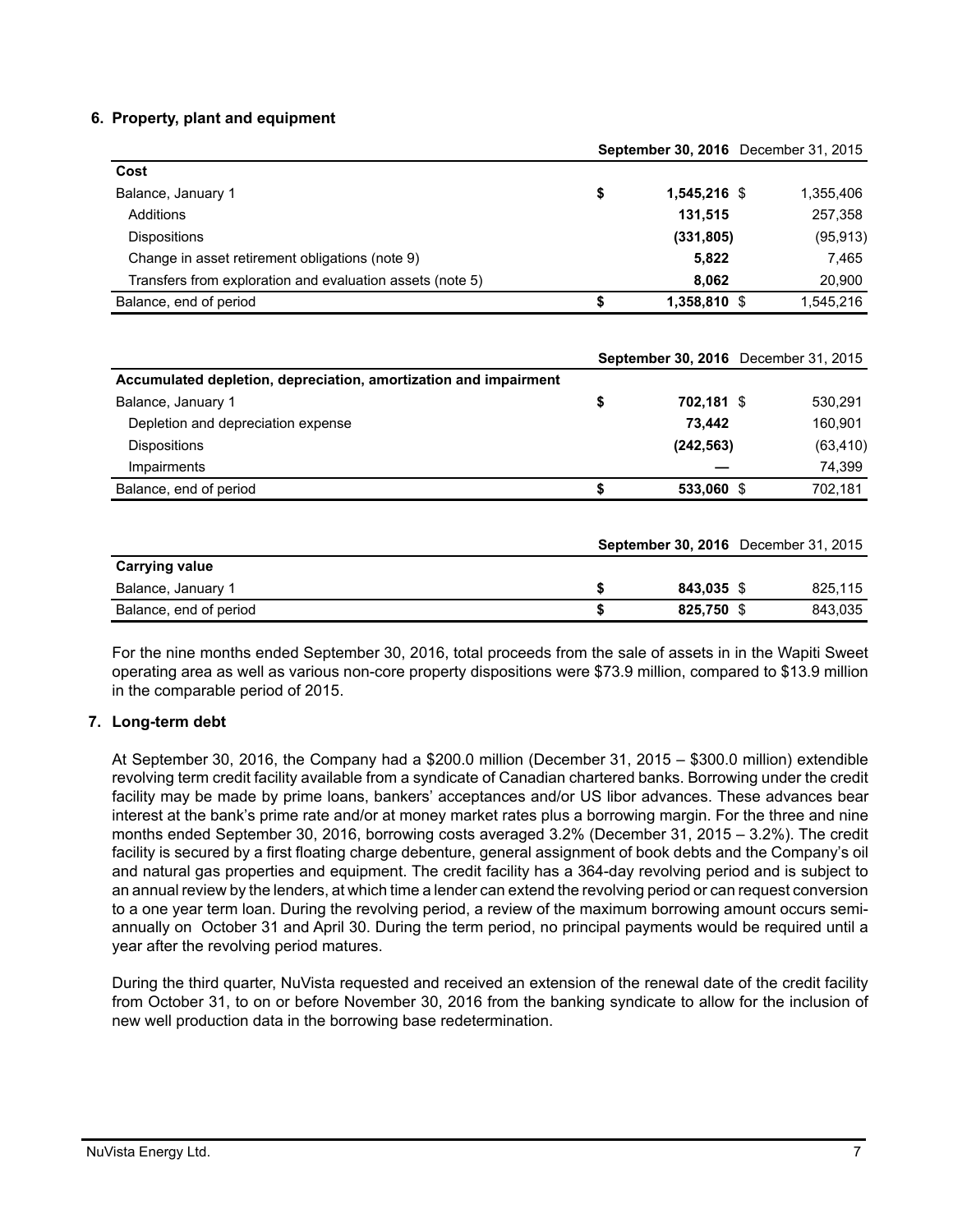## 6. Property, plant and equipment

| | September 30, 2016 | December 31, 2015 |
|---|---|---|
| **Cost** | | |
| Balance, January 1 | $ 1,545,216 | $ 1,355,406 |
| Additions | 131,515 | 257,358 |
| Dispositions | (331,805) | (95,913) |
| Change in asset retirement obligations (note 9) | 5,822 | 7,465 |
| Transfers from exploration and evaluation assets (note 5) | 8,062 | 20,900 |
| Balance, end of period | $ 1,358,810 | $ 1,545,216 |

| | September 30, 2016 | December 31, 2015 |
|---|---|---|
| **Accumulated depletion, depreciation, amortization and impairment** | | |
| Balance, January 1 | $ 702,181 | $ 530,291 |
| Depletion and depreciation expense | 73,442 | 160,901 |
| Dispositions | (242,563) | (63,410) |
| Impairments | — | 74,399 |
| Balance, end of period | $ 533,060 | $ 702,181 |

| | September 30, 2016 | December 31, 2015 |
|---|---|---|
| **Carrying value** | | |
| Balance, January 1 | $ 843,035 | $ 825,115 |
| Balance, end of period | $ 825,750 | $ 843,035 |

For the nine months ended September 30, 2016, total proceeds from the sale of assets in in the Wapiti Sweet operating area as well as various non-core property dispositions were $73.9 million, compared to $13.9 million in the comparable period of 2015.

## 7. Long-term debt

At September 30, 2016, the Company had a $200.0 million (December 31, 2015 – $300.0 million) extendible revolving term credit facility available from a syndicate of Canadian chartered banks. Borrowing under the credit facility may be made by prime loans, bankers' acceptances and/or US libor advances. These advances bear interest at the bank's prime rate and/or at money market rates plus a borrowing margin. For the three and nine months ended September 30, 2016, borrowing costs averaged 3.2% (December 31, 2015 – 3.2%). The credit facility is secured by a first floating charge debenture, general assignment of book debts and the Company's oil and natural gas properties and equipment. The credit facility has a 364-day revolving period and is subject to an annual review by the lenders, at which time a lender can extend the revolving period or can request conversion to a one year term loan. During the revolving period, a review of the maximum borrowing amount occurs semi-annually on October 31 and April 30. During the term period, no principal payments would be required until a year after the revolving period matures.

During the third quarter, NuVista requested and received an extension of the renewal date of the credit facility from October 31, to on or before November 30, 2016 from the banking syndicate to allow for the inclusion of new well production data in the borrowing base redetermination.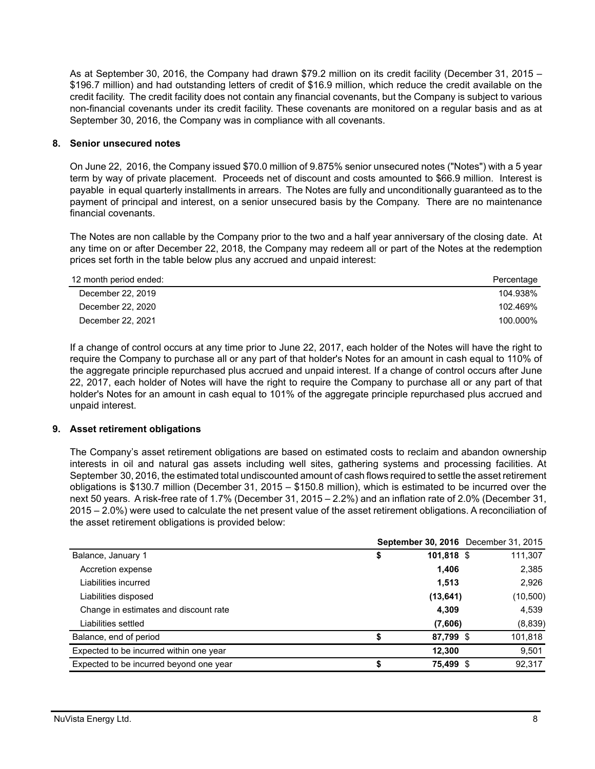As at September 30, 2016, the Company had drawn $79.2 million on its credit facility (December 31, 2015 – $196.7 million) and had outstanding letters of credit of $16.9 million, which reduce the credit available on the credit facility. The credit facility does not contain any financial covenants, but the Company is subject to various non-financial covenants under its credit facility. These covenants are monitored on a regular basis and as at September 30, 2016, the Company was in compliance with all covenants.

## 8. Senior unsecured notes

On June 22, 2016, the Company issued $70.0 million of 9.875% senior unsecured notes ("Notes") with a 5 year term by way of private placement. Proceeds net of discount and costs amounted to $66.9 million. Interest is payable in equal quarterly installments in arrears. The Notes are fully and unconditionally guaranteed as to the payment of principal and interest, on a senior unsecured basis by the Company. There are no maintenance financial covenants.

The Notes are non callable by the Company prior to the two and a half year anniversary of the closing date. At any time on or after December 22, 2018, the Company may redeem all or part of the Notes at the redemption prices set forth in the table below plus any accrued and unpaid interest:

| 12 month period ended: | Percentage |
|---|---|
| December 22, 2019 | 104.938% |
| December 22, 2020 | 102.469% |
| December 22, 2021 | 100.000% |

If a change of control occurs at any time prior to June 22, 2017, each holder of the Notes will have the right to require the Company to purchase all or any part of that holder's Notes for an amount in cash equal to 110% of the aggregate principle repurchased plus accrued and unpaid interest. If a change of control occurs after June 22, 2017, each holder of Notes will have the right to require the Company to purchase all or any part of that holder's Notes for an amount in cash equal to 101% of the aggregate principle repurchased plus accrued and unpaid interest.

## 9. Asset retirement obligations

The Company's asset retirement obligations are based on estimated costs to reclaim and abandon ownership interests in oil and natural gas assets including well sites, gathering systems and processing facilities. At September 30, 2016, the estimated total undiscounted amount of cash flows required to settle the asset retirement obligations is $130.7 million (December 31, 2015 – $150.8 million), which is estimated to be incurred over the next 50 years. A risk-free rate of 1.7% (December 31, 2015 – 2.2%) and an inflation rate of 2.0% (December 31, 2015 – 2.0%) were used to calculate the net present value of the asset retirement obligations. A reconciliation of the asset retirement obligations is provided below:

| | **September 30, 2016** | December 31, 2015 |
|---|---|---|
| Balance, January 1 | **$ 101,818** | $ 111,307 |
| Accretion expense | **1,406** | 2,385 |
| Liabilities incurred | **1,513** | 2,926 |
| Liabilities disposed | **(13,641)** | (10,500) |
| Change in estimates and discount rate | **4,309** | 4,539 |
| Liabilities settled | **(7,606)** | (8,839) |
| Balance, end of period | **$ 87,799** | $ 101,818 |
| Expected to be incurred within one year | **12,300** | 9,501 |
| Expected to be incurred beyond one year | **$ 75,499** | $ 92,317 |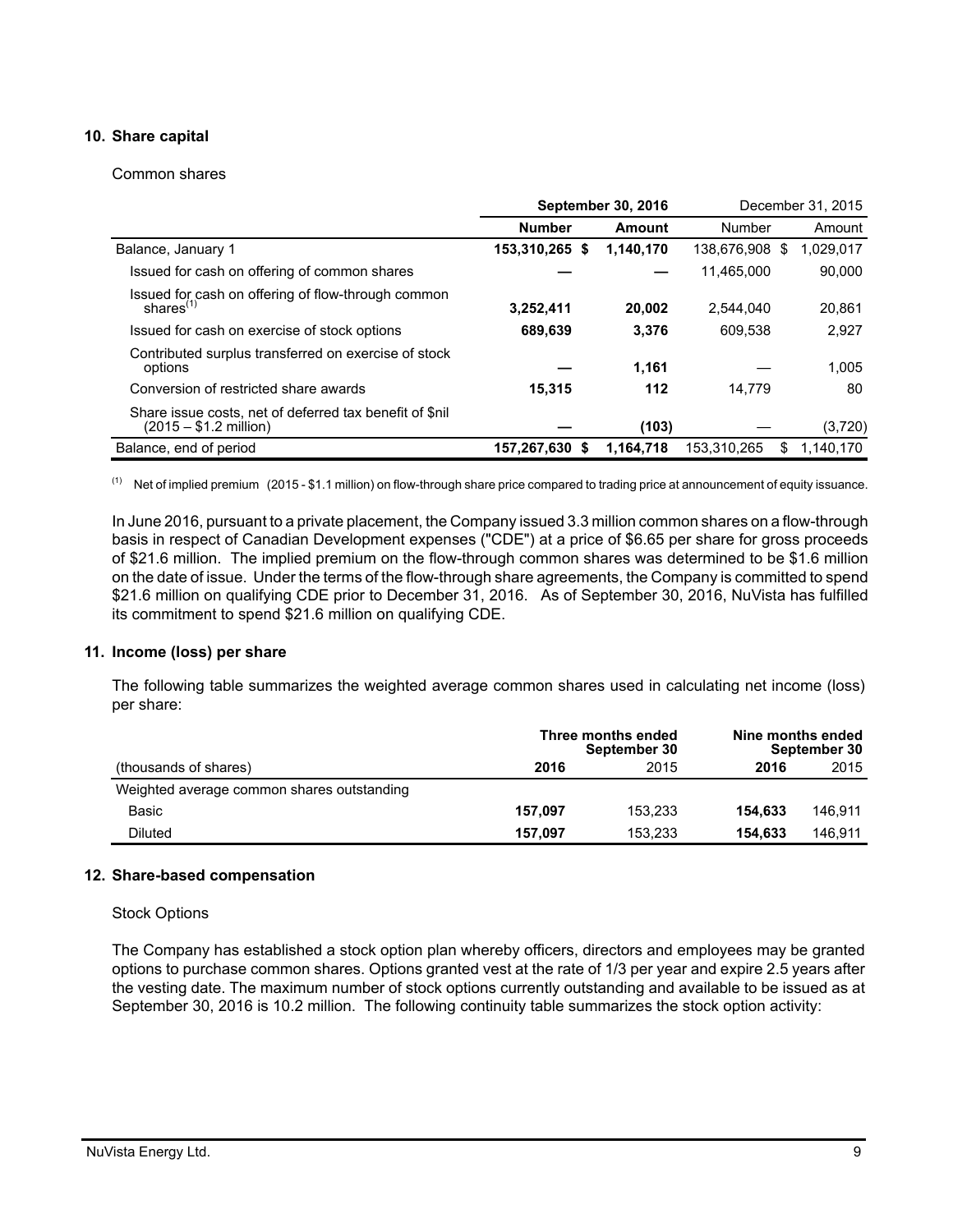## 10. Share capital

Common shares

| | September 30, 2016 | | December 31, 2015 | |
|---|---|---|---|---|
| | **Number** | **Amount** | Number | Amount |
| Balance, January 1 | **153,310,265** | **$ 1,140,170** | 138,676,908 | $ 1,029,017 |
| Issued for cash on offering of common shares | **—** | **—** | 11,465,000 | 90,000 |
| Issued for cash on offering of flow-through common shares[(1)] | **3,252,411** | **20,002** | 2,544,040 | 20,861 |
| Issued for cash on exercise of stock options | **689,639** | **3,376** | 609,538 | 2,927 |
| Contributed surplus transferred on exercise of stock options | **—** | **1,161** | — | 1,005 |
| Conversion of restricted share awards | **15,315** | **112** | 14,779 | 80 |
| Share issue costs, net of deferred tax benefit of $nil (2015 – $1.2 million) | **—** | **(103)** | — | (3,720) |
| Balance, end of period | **157,267,630** | **$ 1,164,718** | 153,310,265 | $ 1,140,170 |

(1) Net of implied premium (2015 - $1.1 million) on flow-through share price compared to trading price at announcement of equity issuance.

In June 2016, pursuant to a private placement, the Company issued 3.3 million common shares on a flow-through basis in respect of Canadian Development expenses ("CDE") at a price of $6.65 per share for gross proceeds of $21.6 million. The implied premium on the flow-through common shares was determined to be $1.6 million on the date of issue. Under the terms of the flow-through share agreements, the Company is committed to spend $21.6 million on qualifying CDE prior to December 31, 2016. As of September 30, 2016, NuVista has fulfilled its commitment to spend $21.6 million on qualifying CDE.

## 11. Income (loss) per share

The following table summarizes the weighted average common shares used in calculating net income (loss) per share:

| | Three months ended September 30 | | Nine months ended September 30 | |
|---|---|---|---|---|
| (thousands of shares) | **2016** | 2015 | **2016** | 2015 |
| Weighted average common shares outstanding | | | | |
| Basic | **157,097** | 153,233 | **154,633** | 146,911 |
| Diluted | **157,097** | 153,233 | **154,633** | 146,911 |

## 12. Share-based compensation

Stock Options

The Company has established a stock option plan whereby officers, directors and employees may be granted options to purchase common shares. Options granted vest at the rate of 1/3 per year and expire 2.5 years after the vesting date. The maximum number of stock options currently outstanding and available to be issued as at September 30, 2016 is 10.2 million. The following continuity table summarizes the stock option activity: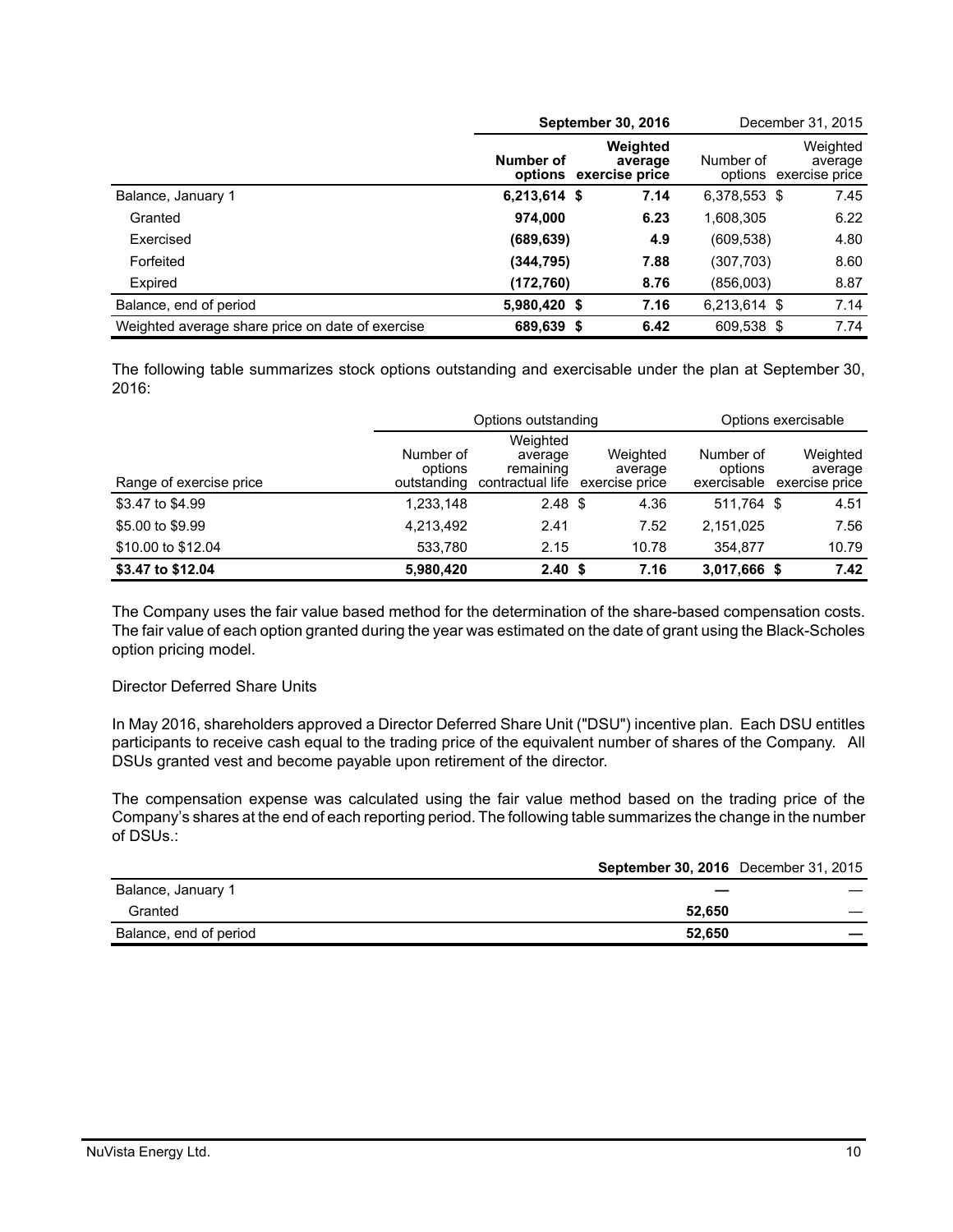| | September 30, 2016 | | December 31, 2015 | |
|---|---|---|---|---|
| | Number of options | Weighted average exercise price | Number of options | Weighted average exercise price |
| Balance, January 1 | **6,213,614** | **$ 7.14** | 6,378,553 | $ 7.45 |
| Granted | **974,000** | **6.23** | 1,608,305 | 6.22 |
| Exercised | **(689,639)** | **4.9** | (609,538) | 4.80 |
| Forfeited | **(344,795)** | **7.88** | (307,703) | 8.60 |
| Expired | **(172,760)** | **8.76** | (856,003) | 8.87 |
| Balance, end of period | **5,980,420** | **$ 7.16** | 6,213,614 | $ 7.14 |
| Weighted average share price on date of exercise | **689,639** | **$ 6.42** | 609,538 | $ 7.74 |

The following table summarizes stock options outstanding and exercisable under the plan at September 30, 2016:

| | Options outstanding | | | Options exercisable | |
|---|---|---|---|---|---|
| Range of exercise price | Number of options outstanding | Weighted average remaining contractual life | Weighted average exercise price | Number of options exercisable | Weighted average exercise price |
| $3.47 to $4.99 | 1,233,148 | 2.48 | $ 4.36 | 511,764 | $ 4.51 |
| $5.00 to $9.99 | 4,213,492 | 2.41 | 7.52 | 2,151,025 | 7.56 |
| $10.00 to $12.04 | 533,780 | 2.15 | 10.78 | 354,877 | 10.79 |
| **$3.47 to $12.04** | **5,980,420** | **2.40** | **$ 7.16** | **3,017,666** | **$ 7.42** |

The Company uses the fair value based method for the determination of the share-based compensation costs. The fair value of each option granted during the year was estimated on the date of grant using the Black-Scholes option pricing model.

Director Deferred Share Units

In May 2016, shareholders approved a Director Deferred Share Unit ("DSU") incentive plan. Each DSU entitles participants to receive cash equal to the trading price of the equivalent number of shares of the Company. All DSUs granted vest and become payable upon retirement of the director.

The compensation expense was calculated using the fair value method based on the trading price of the Company's shares at the end of each reporting period. The following table summarizes the change in the number of DSUs.:

| | **September 30, 2016** | December 31, 2015 |
|---|---|---|
| Balance, January 1 | **—** | — |
| Granted | **52,650** | — |
| Balance, end of period | **52,650** | **—** |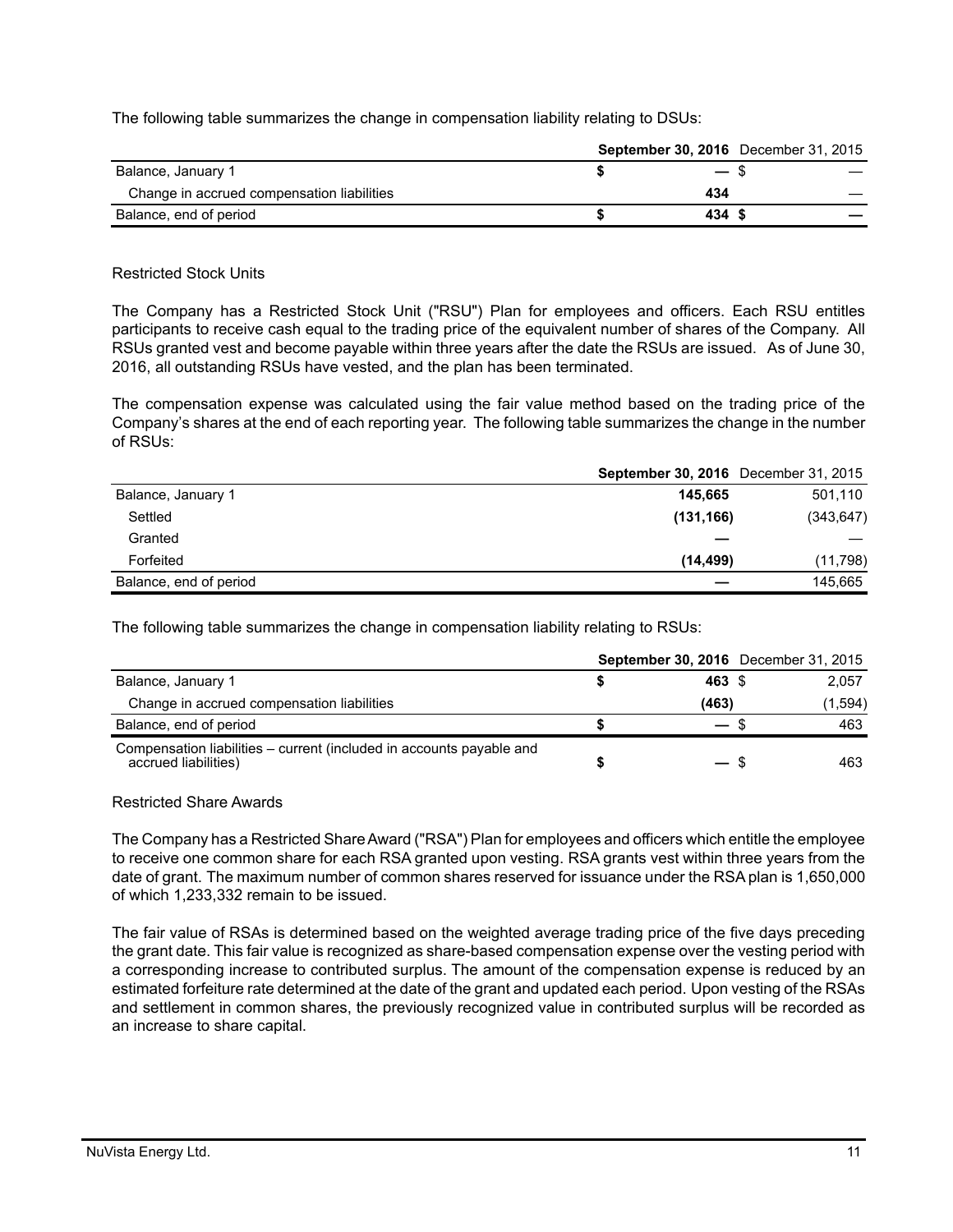The following table summarizes the change in compensation liability relating to DSUs:

| | September 30, 2016 | December 31, 2015 |
|---|---|---|
| Balance, January 1 | $ — | $ — |
| Change in accrued compensation liabilities | 434 | — |
| Balance, end of period | $ 434 | $ — |

Restricted Stock Units

The Company has a Restricted Stock Unit ("RSU") Plan for employees and officers. Each RSU entitles participants to receive cash equal to the trading price of the equivalent number of shares of the Company. All RSUs granted vest and become payable within three years after the date the RSUs are issued. As of June 30, 2016, all outstanding RSUs have vested, and the plan has been terminated.

The compensation expense was calculated using the fair value method based on the trading price of the Company's shares at the end of each reporting year. The following table summarizes the change in the number of RSUs:

| | September 30, 2016 | December 31, 2015 |
|---|---|---|
| Balance, January 1 | 145,665 | 501,110 |
| Settled | (131,166) | (343,647) |
| Granted | — | — |
| Forfeited | (14,499) | (11,798) |
| Balance, end of period | — | 145,665 |

The following table summarizes the change in compensation liability relating to RSUs:

| | September 30, 2016 | December 31, 2015 |
|---|---|---|
| Balance, January 1 | $ 463 | $ 2,057 |
| Change in accrued compensation liabilities | (463) | (1,594) |
| Balance, end of period | $ — | $ 463 |
| Compensation liabilities – current (included in accounts payable and accrued liabilities) | $ — | $ 463 |

Restricted Share Awards

The Company has a Restricted Share Award ("RSA") Plan for employees and officers which entitle the employee to receive one common share for each RSA granted upon vesting. RSA grants vest within three years from the date of grant. The maximum number of common shares reserved for issuance under the RSA plan is 1,650,000 of which 1,233,332 remain to be issued.

The fair value of RSAs is determined based on the weighted average trading price of the five days preceding the grant date. This fair value is recognized as share-based compensation expense over the vesting period with a corresponding increase to contributed surplus. The amount of the compensation expense is reduced by an estimated forfeiture rate determined at the date of the grant and updated each period. Upon vesting of the RSAs and settlement in common shares, the previously recognized value in contributed surplus will be recorded as an increase to share capital.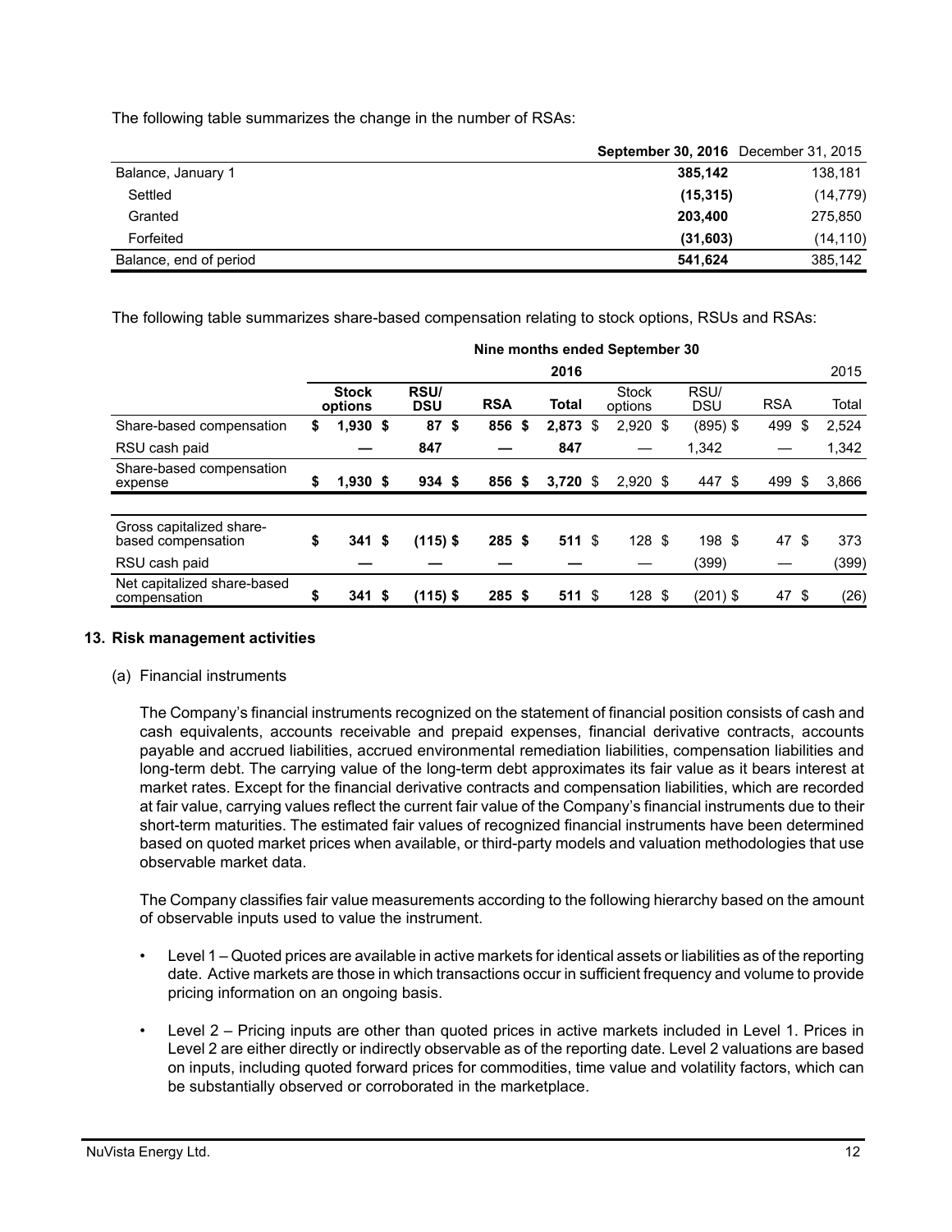The following table summarizes the change in the number of RSAs:

| | **September 30, 2016** | December 31, 2015 |
|---|---|---|
| Balance, January 1 | **385,142** | 138,181 |
| Settled | **(15,315)** | (14,779) |
| Granted | **203,400** | 275,850 |
| Forfeited | **(31,603)** | (14,110) |
| Balance, end of period | **541,624** | 385,142 |

The following table summarizes share-based compensation relating to stock options, RSUs and RSAs:

| | **Nine months ended September 30** | | | | | | | |
|---|---|---|---|---|---|---|---|---|
| | | | | **2016** | | | | 2015 |
| | **Stock options** | **RSU/ DSU** | **RSA** | **Total** | Stock options | RSU/ DSU | RSA | Total |
| Share-based compensation | **$ 1,930** | **$ 87** | **$ 856** | **$ 2,873** | $ 2,920 | $ (895) | $ 499 | $ 2,524 |
| RSU cash paid | **—** | **847** | **—** | **847** | — | 1,342 | — | 1,342 |
| Share-based compensation expense | **$ 1,930** | **$ 934** | **$ 856** | **$ 3,720** | $ 2,920 | $ 447 | $ 499 | $ 3,866 |
| | | | | | | | | |
| Gross capitalized share-based compensation | **$ 341** | **$ (115)** | **$ 285** | **$ 511** | $ 128 | $ 198 | $ 47 | $ 373 |
| RSU cash paid | **—** | **—** | **—** | **—** | — | (399) | — | (399) |
| Net capitalized share-based compensation | **$ 341** | **$ (115)** | **$ 285** | **$ 511** | $ 128 | $ (201) | $ 47 | $ (26) |

## 13. Risk management activities

(a) Financial instruments

The Company's financial instruments recognized on the statement of financial position consists of cash and cash equivalents, accounts receivable and prepaid expenses, financial derivative contracts, accounts payable and accrued liabilities, accrued environmental remediation liabilities, compensation liabilities and long-term debt. The carrying value of the long-term debt approximates its fair value as it bears interest at market rates. Except for the financial derivative contracts and compensation liabilities, which are recorded at fair value, carrying values reflect the current fair value of the Company's financial instruments due to their short-term maturities. The estimated fair values of recognized financial instruments have been determined based on quoted market prices when available, or third-party models and valuation methodologies that use observable market data.

The Company classifies fair value measurements according to the following hierarchy based on the amount of observable inputs used to value the instrument.

- Level 1 – Quoted prices are available in active markets for identical assets or liabilities as of the reporting date. Active markets are those in which transactions occur in sufficient frequency and volume to provide pricing information on an ongoing basis.
- Level 2 – Pricing inputs are other than quoted prices in active markets included in Level 1. Prices in Level 2 are either directly or indirectly observable as of the reporting date. Level 2 valuations are based on inputs, including quoted forward prices for commodities, time value and volatility factors, which can be substantially observed or corroborated in the marketplace.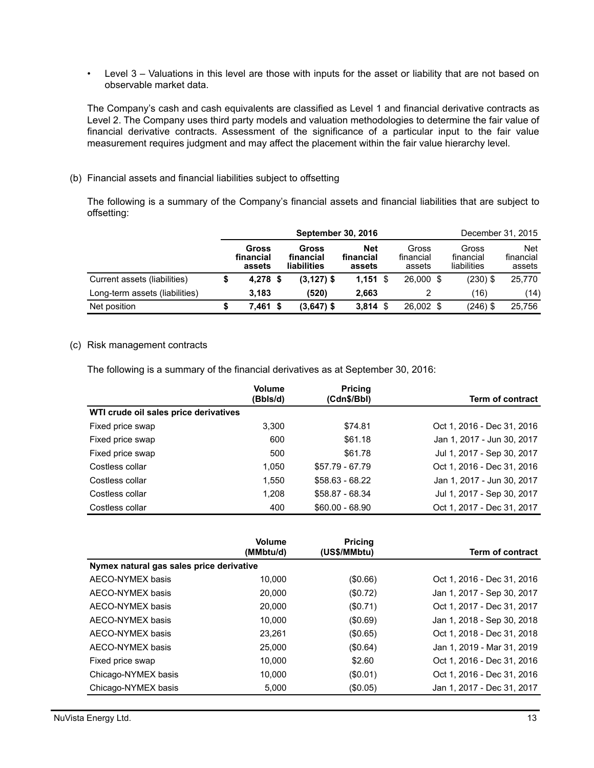- Level 3 – Valuations in this level are those with inputs for the asset or liability that are not based on observable market data.

The Company's cash and cash equivalents are classified as Level 1 and financial derivative contracts as Level 2. The Company uses third party models and valuation methodologies to determine the fair value of financial derivative contracts. Assessment of the significance of a particular input to the fair value measurement requires judgment and may affect the placement within the fair value hierarchy level.

(b) Financial assets and financial liabilities subject to offsetting

The following is a summary of the Company's financial assets and financial liabilities that are subject to offsetting:

| | **September 30, 2016** | | | December 31, 2015 | | |
|---|---|---|---|---|---|---|
| | **Gross financial assets** | **Gross financial liabilities** | **Net financial assets** | Gross financial assets | Gross financial liabilities | Net financial assets |
| Current assets (liabilities) | **$ 4,278** | **$ (3,127)** | **$ 1,151** | $ 26,000 | $ (230) | $ 25,770 |
| Long-term assets (liabilities) | **3,183** | **(520)** | **2,663** | 2 | (16) | (14) |
| Net position | **$ 7,461** | **$ (3,647)** | **$ 3,814** | $ 26,002 | $ (246) | $ 25,756 |

(c) Risk management contracts

The following is a summary of the financial derivatives as at September 30, 2016:

| | **Volume (Bbls/d)** | **Pricing (Cdn$/Bbl)** | **Term of contract** |
|---|---|---|---|
| **WTI crude oil sales price derivatives** | | | |
| Fixed price swap | 3,300 | $74.81 | Oct 1, 2016 - Dec 31, 2016 |
| Fixed price swap | 600 | $61.18 | Jan 1, 2017 - Jun 30, 2017 |
| Fixed price swap | 500 | $61.78 | Jul 1, 2017 - Sep 30, 2017 |
| Costless collar | 1,050 | $57.79 - 67.79 | Oct 1, 2016 - Dec 31, 2016 |
| Costless collar | 1,550 | $58.63 - 68.22 | Jan 1, 2017 - Jun 30, 2017 |
| Costless collar | 1,208 | $58.87 - 68.34 | Jul 1, 2017 - Sep 30, 2017 |
| Costless collar | 400 | $60.00 - 68.90 | Oct 1, 2017 - Dec 31, 2017 |

| | **Volume (MMbtu/d)** | **Pricing (US$/MMbtu)** | **Term of contract** |
|---|---|---|---|
| **Nymex natural gas sales price derivative** | | | |
| AECO-NYMEX basis | 10,000 | ($0.66) | Oct 1, 2016 - Dec 31, 2016 |
| AECO-NYMEX basis | 20,000 | ($0.72) | Jan 1, 2017 - Sep 30, 2017 |
| AECO-NYMEX basis | 20,000 | ($0.71) | Oct 1, 2017 - Dec 31, 2017 |
| AECO-NYMEX basis | 10,000 | ($0.69) | Jan 1, 2018 - Sep 30, 2018 |
| AECO-NYMEX basis | 23,261 | ($0.65) | Oct 1, 2018 - Dec 31, 2018 |
| AECO-NYMEX basis | 25,000 | ($0.64) | Jan 1, 2019 - Mar 31, 2019 |
| Fixed price swap | 10,000 | $2.60 | Oct 1, 2016 - Dec 31, 2016 |
| Chicago-NYMEX basis | 10,000 | ($0.01) | Oct 1, 2016 - Dec 31, 2016 |
| Chicago-NYMEX basis | 5,000 | ($0.05) | Jan 1, 2017 - Dec 31, 2017 |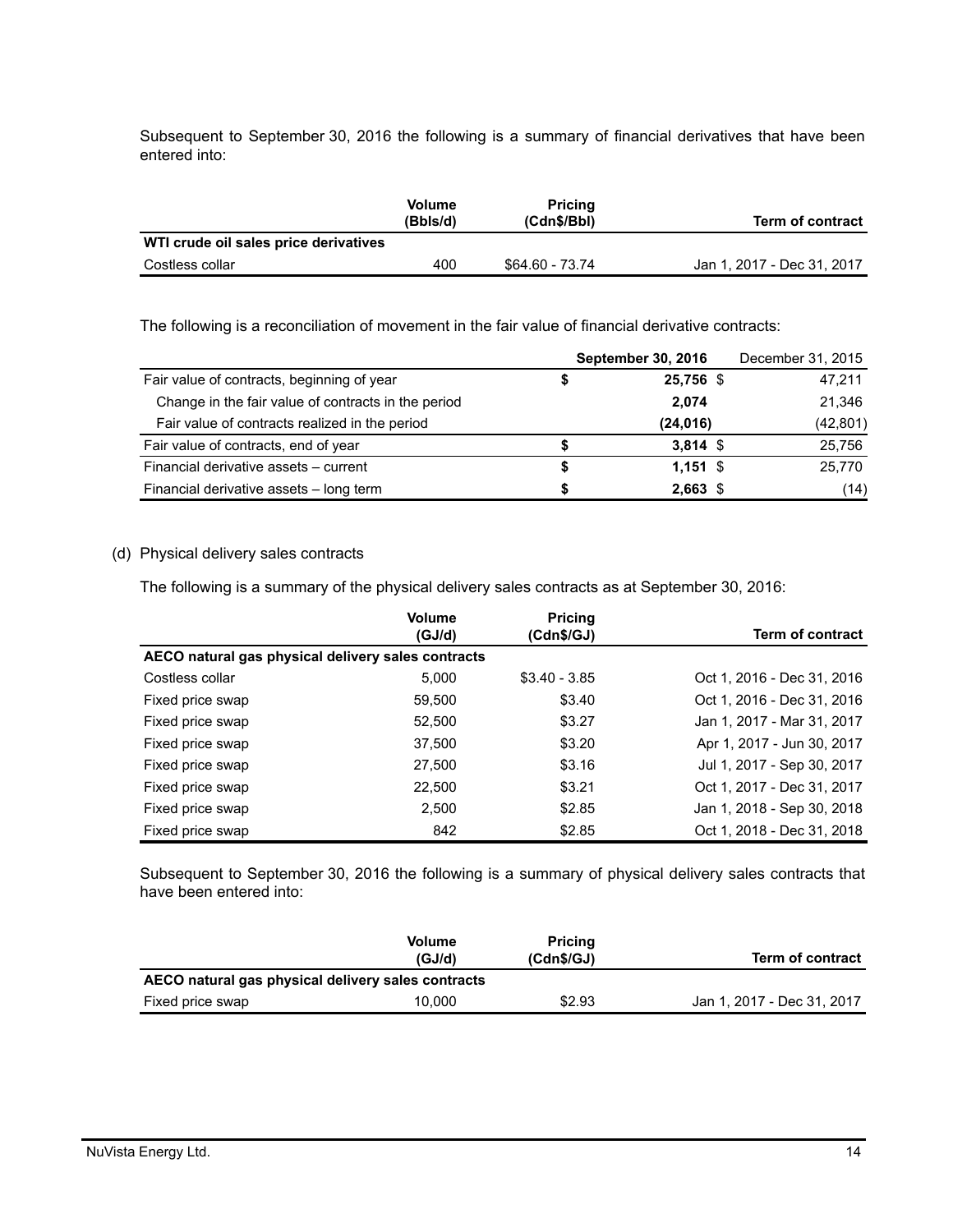Subsequent to September 30, 2016 the following is a summary of financial derivatives that have been entered into:

| | Volume (Bbls/d) | Pricing (Cdn$/Bbl) | Term of contract |
|---|---|---|---|
| **WTI crude oil sales price derivatives** | | | |
| Costless collar | 400 | $64.60 - 73.74 | Jan 1, 2017 - Dec 31, 2017 |

The following is a reconciliation of movement in the fair value of financial derivative contracts:

| | September 30, 2016 | December 31, 2015 |
|---|---|---|
| Fair value of contracts, beginning of year | $ **25,756** | $ 47,211 |
| Change in the fair value of contracts in the period | **2,074** | 21,346 |
| Fair value of contracts realized in the period | **(24,016)** | (42,801) |
| Fair value of contracts, end of year | $ **3,814** | $ 25,756 |
| Financial derivative assets – current | $ **1,151** | $ 25,770 |
| Financial derivative assets – long term | $ **2,663** | $ (14) |

(d) Physical delivery sales contracts

The following is a summary of the physical delivery sales contracts as at September 30, 2016:

| | Volume (GJ/d) | Pricing (Cdn$/GJ) | Term of contract |
|---|---|---|---|
| **AECO natural gas physical delivery sales contracts** | | | |
| Costless collar | 5,000 | $3.40 - 3.85 | Oct 1, 2016 - Dec 31, 2016 |
| Fixed price swap | 59,500 | $3.40 | Oct 1, 2016 - Dec 31, 2016 |
| Fixed price swap | 52,500 | $3.27 | Jan 1, 2017 - Mar 31, 2017 |
| Fixed price swap | 37,500 | $3.20 | Apr 1, 2017 - Jun 30, 2017 |
| Fixed price swap | 27,500 | $3.16 | Jul 1, 2017 - Sep 30, 2017 |
| Fixed price swap | 22,500 | $3.21 | Oct 1, 2017 - Dec 31, 2017 |
| Fixed price swap | 2,500 | $2.85 | Jan 1, 2018 - Sep 30, 2018 |
| Fixed price swap | 842 | $2.85 | Oct 1, 2018 - Dec 31, 2018 |

Subsequent to September 30, 2016 the following is a summary of physical delivery sales contracts that have been entered into:

| | Volume (GJ/d) | Pricing (Cdn$/GJ) | Term of contract |
|---|---|---|---|
| **AECO natural gas physical delivery sales contracts** | | | |
| Fixed price swap | 10,000 | $2.93 | Jan 1, 2017 - Dec 31, 2017 |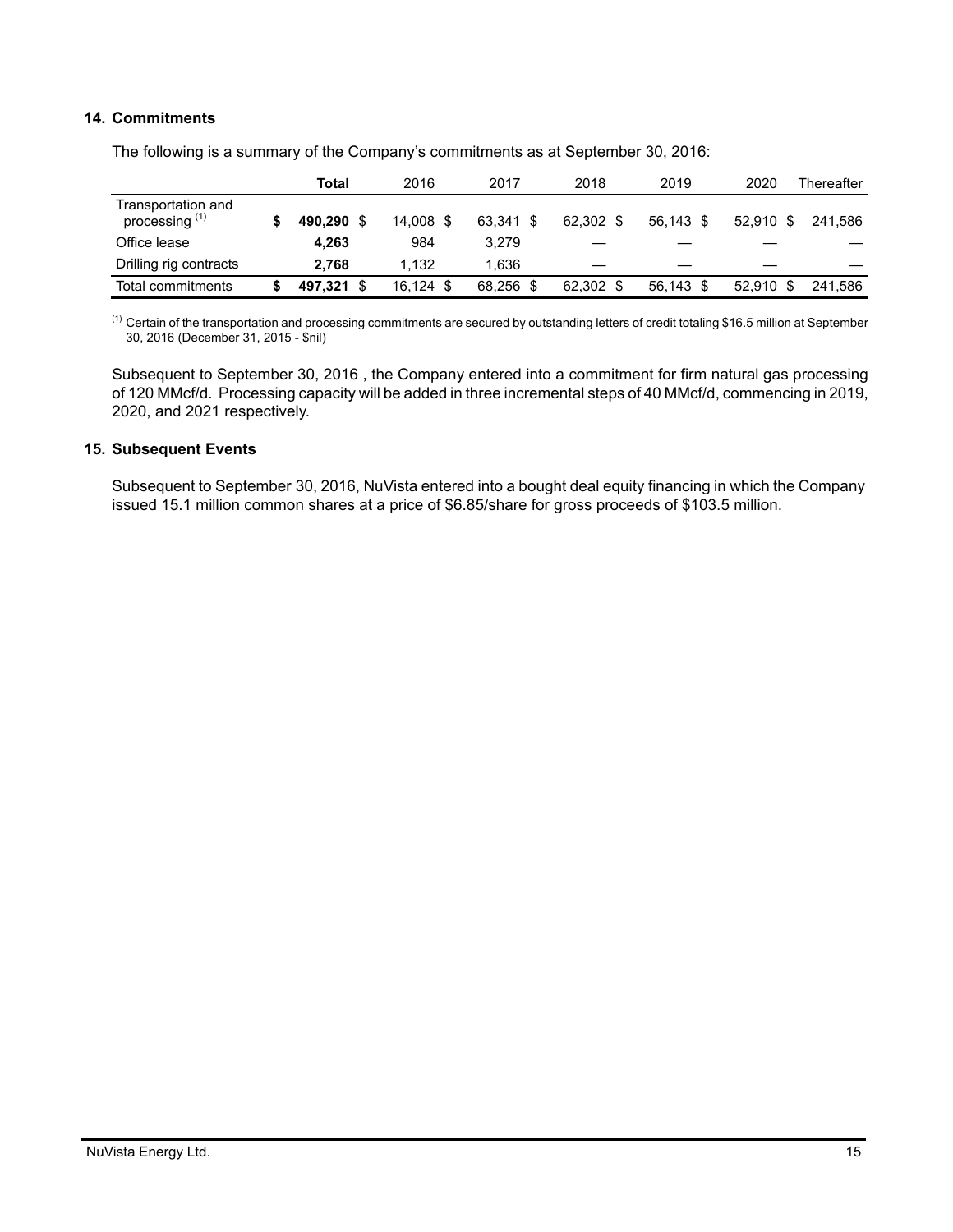## 14. Commitments

The following is a summary of the Company's commitments as at September 30, 2016:

| | Total | 2016 | 2017 | 2018 | 2019 | 2020 | Thereafter |
|---|---|---|---|---|---|---|---|
| Transportation and processing [(1)] | **$ 490,290** | $ 14,008 | $ 63,341 | $ 62,302 | $ 56,143 | $ 52,910 | $ 241,586 |
| Office lease | **4,263** | 984 | 3,279 | — | — | — | — |
| Drilling rig contracts | **2,768** | 1,132 | 1,636 | — | — | — | — |
| Total commitments | **$ 497,321** | $ 16,124 | $ 68,256 | $ 62,302 | $ 56,143 | $ 52,910 | $ 241,586 |

(1) Certain of the transportation and processing commitments are secured by outstanding letters of credit totaling $16.5 million at September 30, 2016 (December 31, 2015 - $nil)

Subsequent to September 30, 2016 , the Company entered into a commitment for firm natural gas processing of 120 MMcf/d. Processing capacity will be added in three incremental steps of 40 MMcf/d, commencing in 2019, 2020, and 2021 respectively.

## 15. Subsequent Events

Subsequent to September 30, 2016, NuVista entered into a bought deal equity financing in which the Company issued 15.1 million common shares at a price of $6.85/share for gross proceeds of $103.5 million.